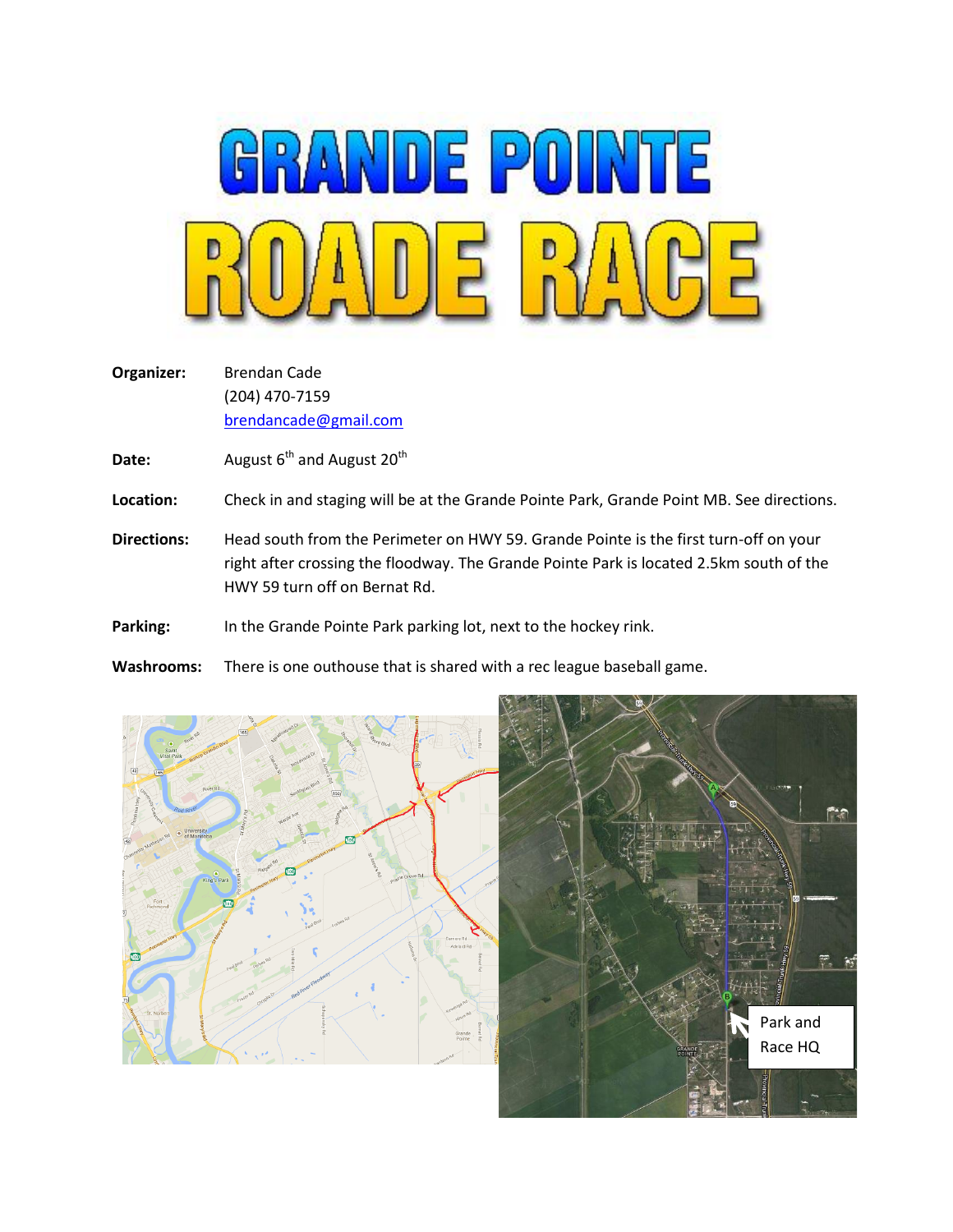# GRANDE POINTE ROADE RACE

**Organizer:** Brendan Cade
(204) 470-7159
brendancade@gmail.com

**Date:** August 6th and August 20th

**Location:** Check in and staging will be at the Grande Pointe Park, Grande Point MB. See directions.

**Directions:** Head south from the Perimeter on HWY 59. Grande Pointe is the first turn-off on your right after crossing the floodway. The Grande Pointe Park is located 2.5km south of the HWY 59 turn off on Bernat Rd.

**Parking:** In the Grande Pointe Park parking lot, next to the hockey rink.

**Washrooms:** There is one outhouse that is shared with a rec league baseball game.

Park and Race HQ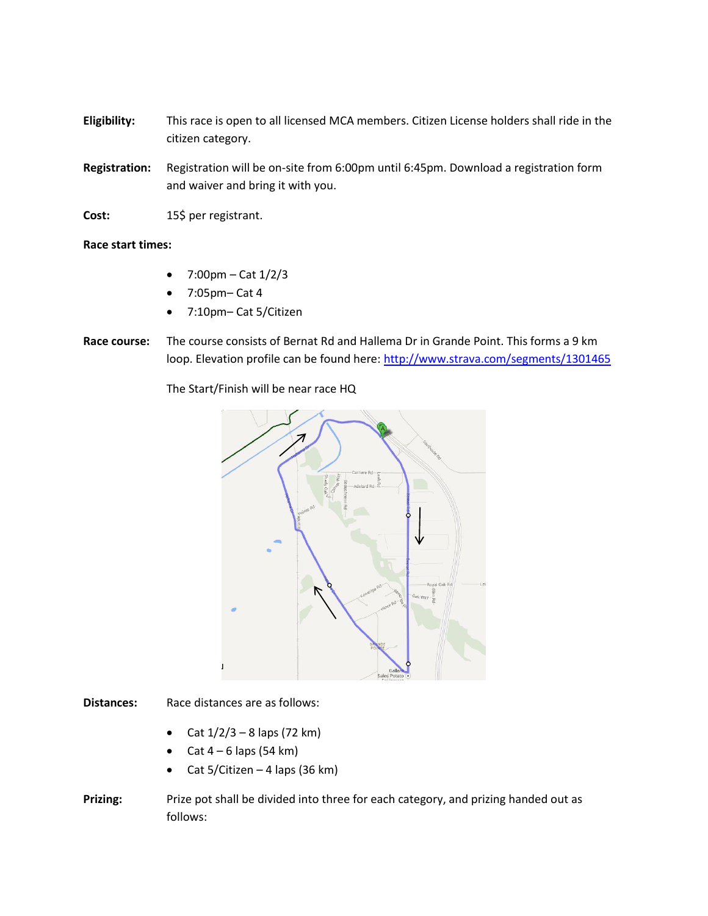**Eligibility:** This race is open to all licensed MCA members. Citizen License holders shall ride in the citizen category.

**Registration:** Registration will be on-site from 6:00pm until 6:45pm. Download a registration form and waiver and bring it with you.

**Cost:** 15$ per registrant.

**Race start times:**

- 7:00pm – Cat 1/2/3
- 7:05pm– Cat 4
- 7:10pm– Cat 5/Citizen

**Race course:** The course consists of Bernat Rd and Hallema Dr in Grande Point. This forms a 9 km loop. Elevation profile can be found here: [http://www.strava.com/segments/1301465](http://www.strava.com/segments/1301465)

The Start/Finish will be near race HQ

**Distances:** Race distances are as follows:

- Cat 1/2/3 – 8 laps (72 km)
- Cat 4 – 6 laps (54 km)
- Cat 5/Citizen – 4 laps (36 km)

**Prizing:** Prize pot shall be divided into three for each category, and prizing handed out as follows: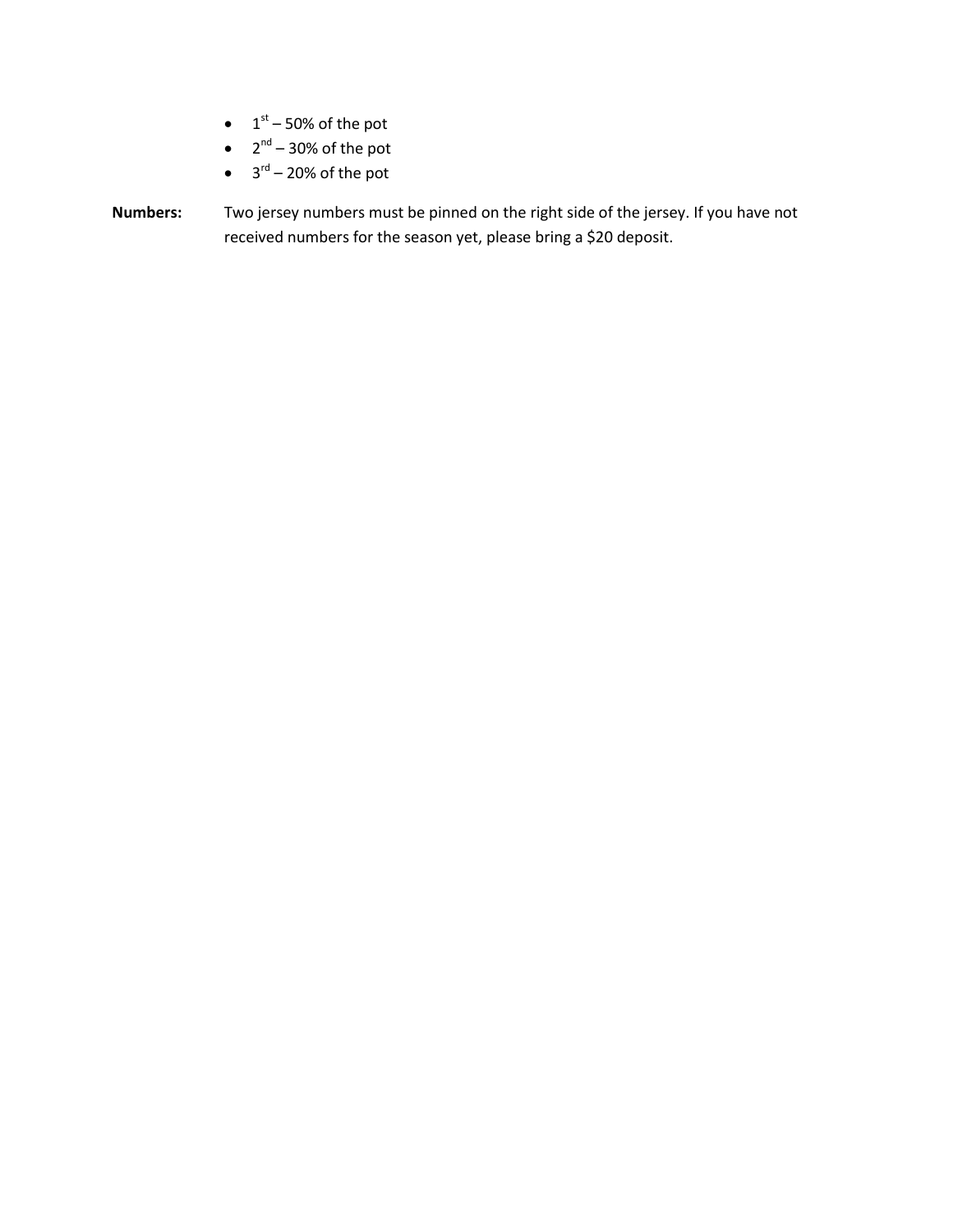- 1st – 50% of the pot
- 2nd – 30% of the pot
- 3rd – 20% of the pot

**Numbers:** Two jersey numbers must be pinned on the right side of the jersey. If you have not received numbers for the season yet, please bring a $20 deposit.